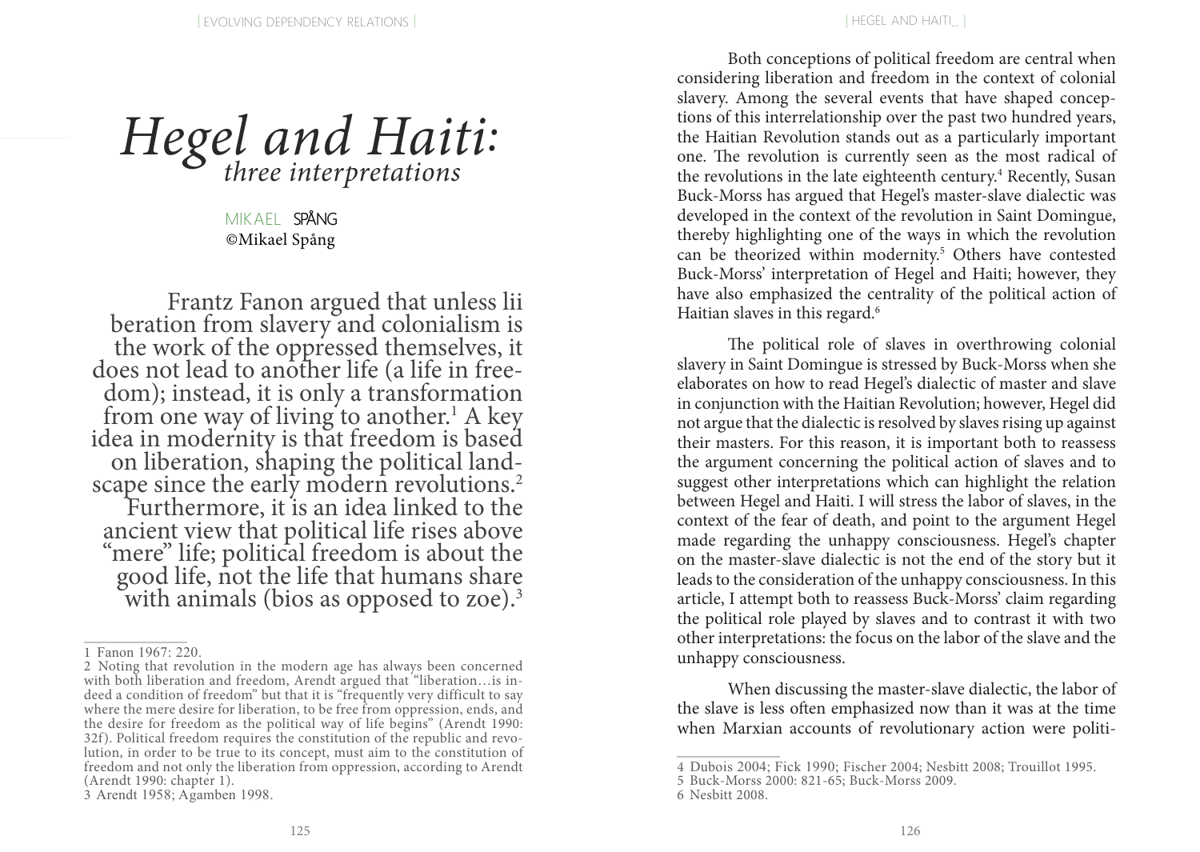# *Hegel and Haiti: three interpretations*

MIKAEL SPÅNG
©Mikael Spång

Frantz Fanon argued that unless lii beration from slavery and colonialism is the work of the oppressed themselves, it does not lead to another life (a life in freedom); instead, it is only a transformation from one way of living to another.[1] A key idea in modernity is that freedom is based on liberation, shaping the political landscape since the early modern revolutions.[2] Furthermore, it is an idea linked to the ancient view that political life rises above "mere" life; political freedom is about the good life, not the life that humans share with animals (bios as opposed to zoe).[3]

Both conceptions of political freedom are central when considering liberation and freedom in the context of colonial slavery. Among the several events that have shaped conceptions of this interrelationship over the past two hundred years, the Haitian Revolution stands out as a particularly important one. The revolution is currently seen as the most radical of the revolutions in the late eighteenth century.[4] Recently, Susan Buck-Morss has argued that Hegel's master-slave dialectic was developed in the context of the revolution in Saint Domingue, thereby highlighting one of the ways in which the revolution can be theorized within modernity.[5] Others have contested Buck-Morss' interpretation of Hegel and Haiti; however, they have also emphasized the centrality of the political action of Haitian slaves in this regard.[6]

The political role of slaves in overthrowing colonial slavery in Saint Domingue is stressed by Buck-Morss when she elaborates on how to read Hegel's dialectic of master and slave in conjunction with the Haitian Revolution; however, Hegel did not argue that the dialectic is resolved by slaves rising up against their masters. For this reason, it is important both to reassess the argument concerning the political action of slaves and to suggest other interpretations which can highlight the relation between Hegel and Haiti. I will stress the labor of slaves, in the context of the fear of death, and point to the argument Hegel made regarding the unhappy consciousness. Hegel's chapter on the master-slave dialectic is not the end of the story but it leads to the consideration of the unhappy consciousness. In this article, I attempt both to reassess Buck-Morss' claim regarding the political role played by slaves and to contrast it with two other interpretations: the focus on the labor of the slave and the unhappy consciousness.

When discussing the master-slave dialectic, the labor of the slave is less often emphasized now than it was at the time when Marxian accounts of revolutionary action were politi-

---

1 Fanon 1967: 220.

2 Noting that revolution in the modern age has always been concerned with both liberation and freedom, Arendt argued that "liberation…is indeed a condition of freedom" but that it is "frequently very difficult to say where the mere desire for liberation, to be free from oppression, ends, and the desire for freedom as the political way of life begins" (Arendt 1990: 32f). Political freedom requires the constitution of the republic and revolution, in order to be true to its concept, must aim to the constitution of freedom and not only the liberation from oppression, according to Arendt (Arendt 1990: chapter 1).

3 Arendt 1958; Agamben 1998.

4 Dubois 2004; Fick 1990; Fischer 2004; Nesbitt 2008; Trouillot 1995.

5 Buck-Morss 2000: 821-65; Buck-Morss 2009.

6 Nesbitt 2008.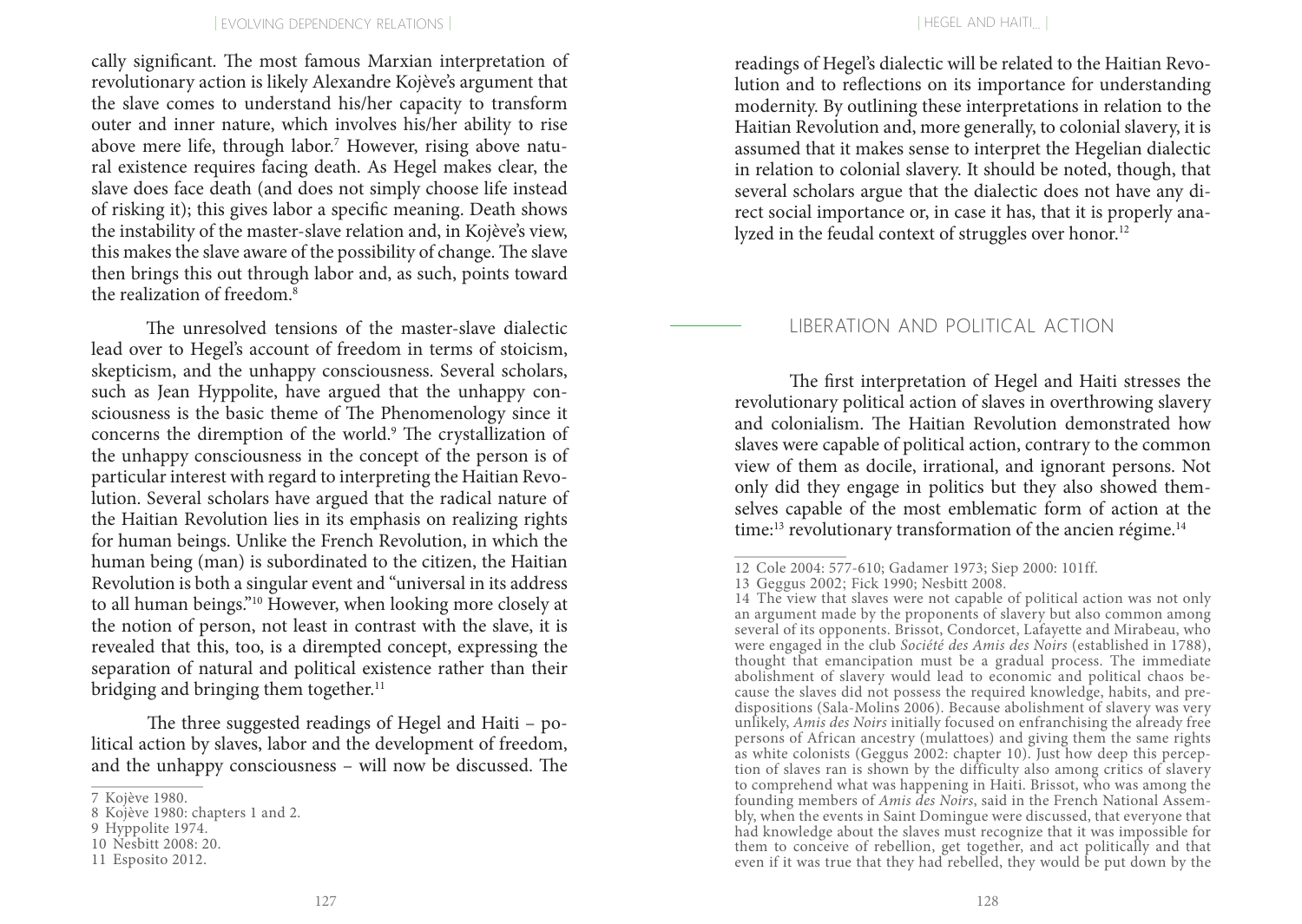cally significant. The most famous Marxian interpretation of revolutionary action is likely Alexandre Kojève's argument that the slave comes to understand his/her capacity to transform outer and inner nature, which involves his/her ability to rise above mere life, through labor.[7] However, rising above natural existence requires facing death. As Hegel makes clear, the slave does face death (and does not simply choose life instead of risking it); this gives labor a specific meaning. Death shows the instability of the master-slave relation and, in Kojève's view, this makes the slave aware of the possibility of change. The slave then brings this out through labor and, as such, points toward the realization of freedom.[8]

The unresolved tensions of the master-slave dialectic lead over to Hegel's account of freedom in terms of stoicism, skepticism, and the unhappy consciousness. Several scholars, such as Jean Hyppolite, have argued that the unhappy consciousness is the basic theme of The Phenomenology since it concerns the diremption of the world.[9] The crystallization of the unhappy consciousness in the concept of the person is of particular interest with regard to interpreting the Haitian Revolution. Several scholars have argued that the radical nature of the Haitian Revolution lies in its emphasis on realizing rights for human beings. Unlike the French Revolution, in which the human being (man) is subordinated to the citizen, the Haitian Revolution is both a singular event and "universal in its address to all human beings."[10] However, when looking more closely at the notion of person, not least in contrast with the slave, it is revealed that this, too, is a dirempted concept, expressing the separation of natural and political existence rather than their bridging and bringing them together.[11]

The three suggested readings of Hegel and Haiti – political action by slaves, labor and the development of freedom, and the unhappy consciousness – will now be discussed. The readings of Hegel's dialectic will be related to the Haitian Revolution and to reflections on its importance for understanding modernity. By outlining these interpretations in relation to the Haitian Revolution and, more generally, to colonial slavery, it is assumed that it makes sense to interpret the Hegelian dialectic in relation to colonial slavery. It should be noted, though, that several scholars argue that the dialectic does not have any direct social importance or, in case it has, that it is properly analyzed in the feudal context of struggles over honor.[12]

7 Kojève 1980.
8 Kojève 1980: chapters 1 and 2.
9 Hyppolite 1974.
10 Nesbitt 2008: 20.
11 Esposito 2012.
12 Cole 2004: 577-610; Gadamer 1973; Siep 2000: 101ff.

## Liberation and Political Action

The first interpretation of Hegel and Haiti stresses the revolutionary political action of slaves in overthrowing slavery and colonialism. The Haitian Revolution demonstrated how slaves were capable of political action, contrary to the common view of them as docile, irrational, and ignorant persons. Not only did they engage in politics but they also showed themselves capable of the most emblematic form of action at the time:[13] revolutionary transformation of the ancien régime.[14]

13 Geggus 2002; Fick 1990; Nesbitt 2008.
14 The view that slaves were not capable of political action was not only an argument made by the proponents of slavery but also common among several of its opponents. Brissot, Condorcet, Lafayette and Mirabeau, who were engaged in the club *Société des Amis des Noirs* (established in 1788), thought that emancipation must be a gradual process. The immediate abolishment of slavery would lead to economic and political chaos because the slaves did not possess the required knowledge, habits, and predispositions (Sala-Molins 2006). Because abolishment of slavery was very unlikely, *Amis des Noirs* initially focused on enfranchising the already free persons of African ancestry (mulattoes) and giving them the same rights as white colonists (Geggus 2002: chapter 10). Just how deep this perception of slaves ran is shown by the difficulty also among critics of slavery to comprehend what was happening in Haiti. Brissot, who was among the founding members of *Amis des Noirs*, said in the French National Assembly, when the events in Saint Domingue were discussed, that everyone that had knowledge about the slaves must recognize that it was impossible for them to conceive of rebellion, get together, and act politically and that even if it was true that they had rebelled, they would be put down by the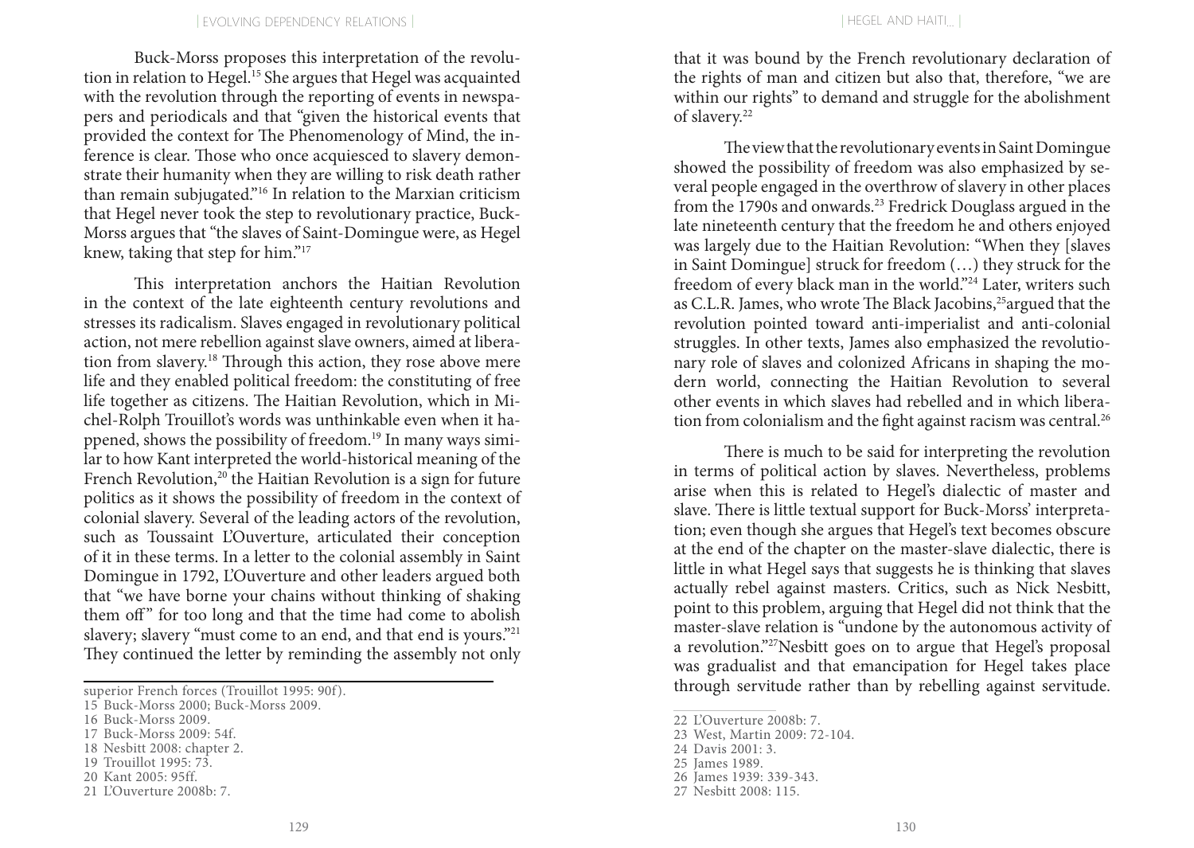Buck-Morss proposes this interpretation of the revolution in relation to Hegel.[15] She argues that Hegel was acquainted with the revolution through the reporting of events in newspapers and periodicals and that "given the historical events that provided the context for The Phenomenology of Mind, the inference is clear. Those who once acquiesced to slavery demonstrate their humanity when they are willing to risk death rather than remain subjugated."[16] In relation to the Marxian criticism that Hegel never took the step to revolutionary practice, Buck-Morss argues that "the slaves of Saint-Domingue were, as Hegel knew, taking that step for him."[17]

This interpretation anchors the Haitian Revolution in the context of the late eighteenth century revolutions and stresses its radicalism. Slaves engaged in revolutionary political action, not mere rebellion against slave owners, aimed at liberation from slavery.[18] Through this action, they rose above mere life and they enabled political freedom: the constituting of free life together as citizens. The Haitian Revolution, which in Michel-Rolph Trouillot's words was unthinkable even when it happened, shows the possibility of freedom.[19] In many ways similar to how Kant interpreted the world-historical meaning of the French Revolution,[20] the Haitian Revolution is a sign for future politics as it shows the possibility of freedom in the context of colonial slavery. Several of the leading actors of the revolution, such as Toussaint L'Ouverture, articulated their conception of it in these terms. In a letter to the colonial assembly in Saint Domingue in 1792, L'Ouverture and other leaders argued both that "we have borne your chains without thinking of shaking them off" for too long and that the time had come to abolish slavery; slavery "must come to an end, and that end is yours."[21] They continued the letter by reminding the assembly not only that it was bound by the French revolutionary declaration of the rights of man and citizen but also that, therefore, "we are within our rights" to demand and struggle for the abolishment of slavery.[22]

The view that the revolutionary events in Saint Domingue showed the possibility of freedom was also emphasized by several people engaged in the overthrow of slavery in other places from the 1790s and onwards.[23] Fredrick Douglass argued in the late nineteenth century that the freedom he and others enjoyed was largely due to the Haitian Revolution: "When they [slaves in Saint Domingue] struck for freedom (…) they struck for the freedom of every black man in the world."[24] Later, writers such as C.L.R. James, who wrote The Black Jacobins,[25] argued that the revolution pointed toward anti-imperialist and anti-colonial struggles. In other texts, James also emphasized the revolutionary role of slaves and colonized Africans in shaping the modern world, connecting the Haitian Revolution to several other events in which slaves had rebelled and in which liberation from colonialism and the fight against racism was central.[26]

There is much to be said for interpreting the revolution in terms of political action by slaves. Nevertheless, problems arise when this is related to Hegel's dialectic of master and slave. There is little textual support for Buck-Morss' interpretation; even though she argues that Hegel's text becomes obscure at the end of the chapter on the master-slave dialectic, there is little in what Hegel says that suggests he is thinking that slaves actually rebel against masters. Critics, such as Nick Nesbitt, point to this problem, arguing that Hegel did not think that the master-slave relation is "undone by the autonomous activity of a revolution."[27] Nesbitt goes on to argue that Hegel's proposal was gradualist and that emancipation for Hegel takes place through servitude rather than by rebelling against servitude.

---

superior French forces (Trouillot 1995: 90f).

15 Buck-Morss 2000; Buck-Morss 2009.
16 Buck-Morss 2009.
17 Buck-Morss 2009: 54f.
18 Nesbitt 2008: chapter 2.
19 Trouillot 1995: 73.
20 Kant 2005: 95ff.
21 L'Ouverture 2008b: 7.
22 L'Ouverture 2008b: 7.
23 West, Martin 2009: 72-104.
24 Davis 2001: 3.
25 James 1989.
26 James 1939: 339-343.
27 Nesbitt 2008: 115.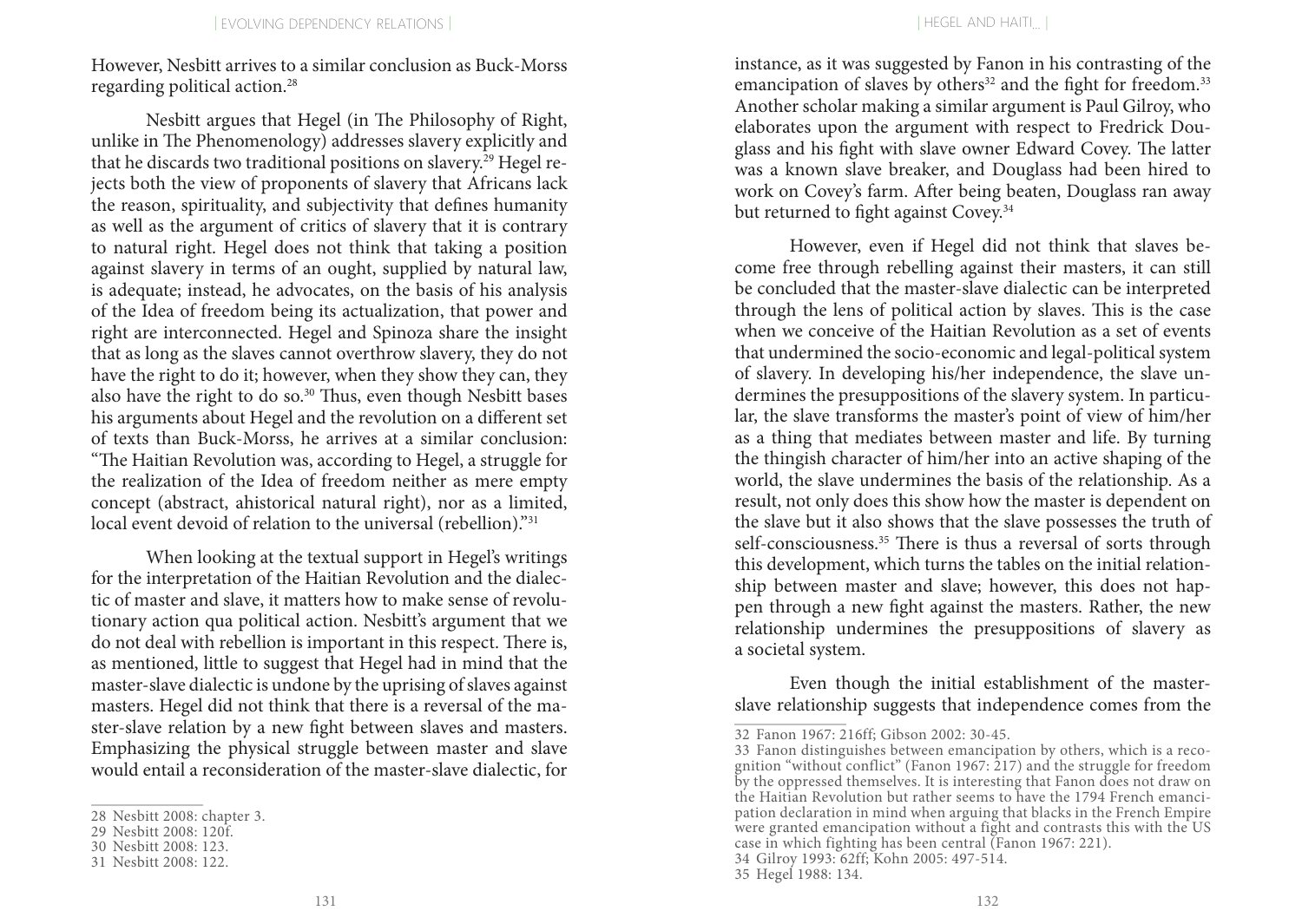However, Nesbitt arrives to a similar conclusion as Buck-Morss regarding political action.[28]

Nesbitt argues that Hegel (in The Philosophy of Right, unlike in The Phenomenology) addresses slavery explicitly and that he discards two traditional positions on slavery.[29] Hegel rejects both the view of proponents of slavery that Africans lack the reason, spirituality, and subjectivity that defines humanity as well as the argument of critics of slavery that it is contrary to natural right. Hegel does not think that taking a position against slavery in terms of an ought, supplied by natural law, is adequate; instead, he advocates, on the basis of his analysis of the Idea of freedom being its actualization, that power and right are interconnected. Hegel and Spinoza share the insight that as long as the slaves cannot overthrow slavery, they do not have the right to do it; however, when they show they can, they also have the right to do so.[30] Thus, even though Nesbitt bases his arguments about Hegel and the revolution on a different set of texts than Buck-Morss, he arrives at a similar conclusion: "The Haitian Revolution was, according to Hegel, a struggle for the realization of the Idea of freedom neither as mere empty concept (abstract, ahistorical natural right), nor as a limited, local event devoid of relation to the universal (rebellion)."[31]

When looking at the textual support in Hegel's writings for the interpretation of the Haitian Revolution and the dialectic of master and slave, it matters how to make sense of revolutionary action qua political action. Nesbitt's argument that we do not deal with rebellion is important in this respect. There is, as mentioned, little to suggest that Hegel had in mind that the master-slave dialectic is undone by the uprising of slaves against masters. Hegel did not think that there is a reversal of the master-slave relation by a new fight between slaves and masters. Emphasizing the physical struggle between master and slave would entail a reconsideration of the master-slave dialectic, for instance, as it was suggested by Fanon in his contrasting of the emancipation of slaves by others[32] and the fight for freedom.[33] Another scholar making a similar argument is Paul Gilroy, who elaborates upon the argument with respect to Fredrick Douglass and his fight with slave owner Edward Covey. The latter was a known slave breaker, and Douglass had been hired to work on Covey's farm. After being beaten, Douglass ran away but returned to fight against Covey.[34]

However, even if Hegel did not think that slaves become free through rebelling against their masters, it can still be concluded that the master-slave dialectic can be interpreted through the lens of political action by slaves. This is the case when we conceive of the Haitian Revolution as a set of events that undermined the socio-economic and legal-political system of slavery. In developing his/her independence, the slave undermines the presuppositions of the slavery system. In particular, the slave transforms the master's point of view of him/her as a thing that mediates between master and life. By turning the thingish character of him/her into an active shaping of the world, the slave undermines the basis of the relationship. As a result, not only does this show how the master is dependent on the slave but it also shows that the slave possesses the truth of self-consciousness.[35] There is thus a reversal of sorts through this development, which turns the tables on the initial relationship between master and slave; however, this does not happen through a new fight against the masters. Rather, the new relationship undermines the presuppositions of slavery as a societal system.

Even though the initial establishment of the master-slave relationship suggests that independence comes from the

---

28 Nesbitt 2008: chapter 3.

29 Nesbitt 2008: 120f.

30 Nesbitt 2008: 123.

31 Nesbitt 2008: 122.

32 Fanon 1967: 216ff; Gibson 2002: 30-45.

33 Fanon distinguishes between emancipation by others, which is a recognition "without conflict" (Fanon 1967: 217) and the struggle for freedom by the oppressed themselves. It is interesting that Fanon does not draw on the Haitian Revolution but rather seems to have the 1794 French emancipation declaration in mind when arguing that blacks in the French Empire were granted emancipation without a fight and contrasts this with the US case in which fighting has been central (Fanon 1967: 221).

34 Gilroy 1993: 62ff; Kohn 2005: 497-514.

35 Hegel 1988: 134.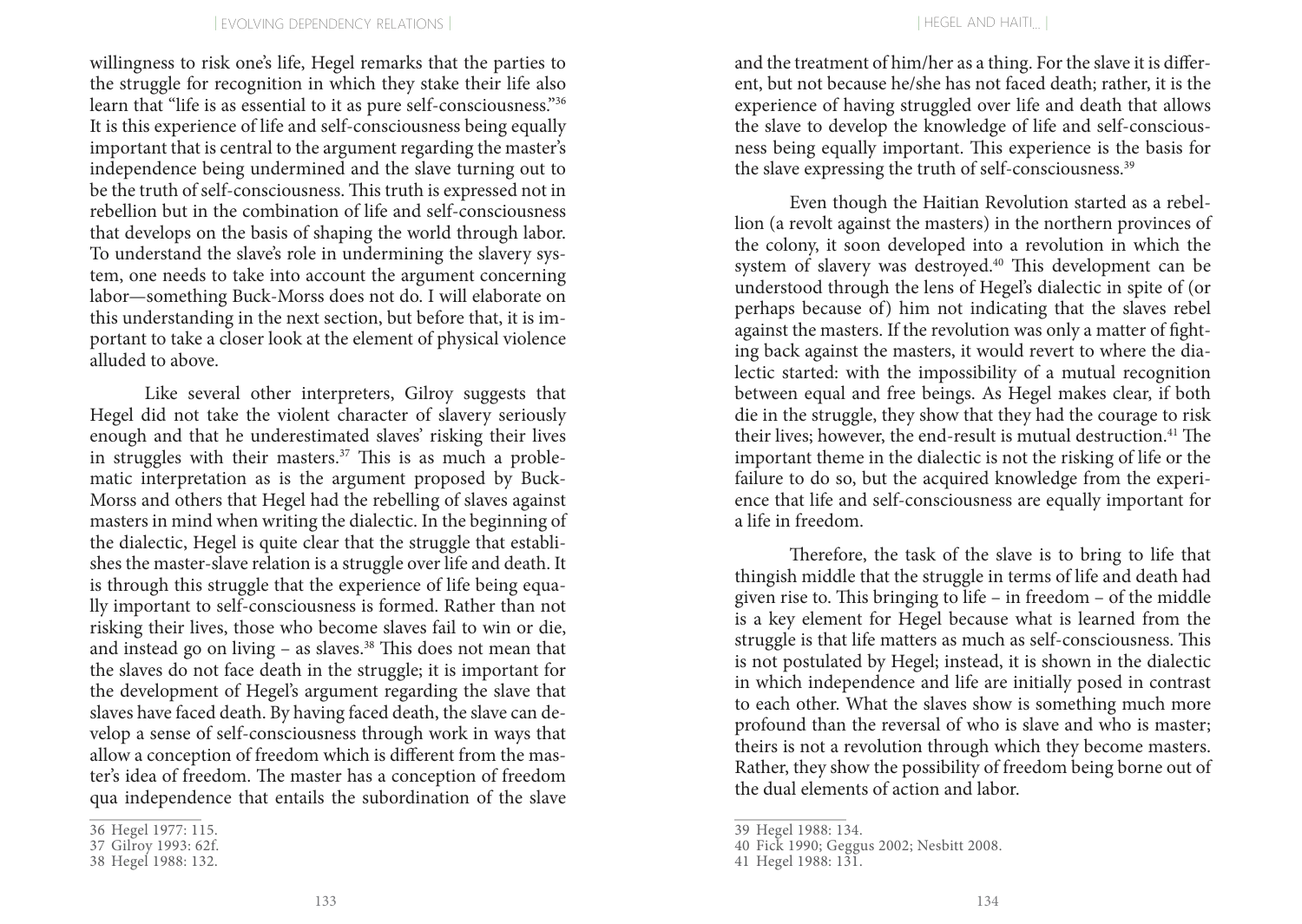willingness to risk one's life, Hegel remarks that the parties to the struggle for recognition in which they stake their life also learn that "life is as essential to it as pure self-consciousness."[36] It is this experience of life and self-consciousness being equally important that is central to the argument regarding the master's independence being undermined and the slave turning out to be the truth of self-consciousness. This truth is expressed not in rebellion but in the combination of life and self-consciousness that develops on the basis of shaping the world through labor. To understand the slave's role in undermining the slavery system, one needs to take into account the argument concerning labor—something Buck-Morss does not do. I will elaborate on this understanding in the next section, but before that, it is important to take a closer look at the element of physical violence alluded to above.

Like several other interpreters, Gilroy suggests that Hegel did not take the violent character of slavery seriously enough and that he underestimated slaves' risking their lives in struggles with their masters.[37] This is as much a problematic interpretation as is the argument proposed by Buck-Morss and others that Hegel had the rebelling of slaves against masters in mind when writing the dialectic. In the beginning of the dialectic, Hegel is quite clear that the struggle that establishes the master-slave relation is a struggle over life and death. It is through this struggle that the experience of life being equally important to self-consciousness is formed. Rather than not risking their lives, those who become slaves fail to win or die, and instead go on living – as slaves.[38] This does not mean that the slaves do not face death in the struggle; it is important for the development of Hegel's argument regarding the slave that slaves have faced death. By having faced death, the slave can develop a sense of self-consciousness through work in ways that allow a conception of freedom which is different from the master's idea of freedom. The master has a conception of freedom qua independence that entails the subordination of the slave and the treatment of him/her as a thing. For the slave it is different, but not because he/she has not faced death; rather, it is the experience of having struggled over life and death that allows the slave to develop the knowledge of life and self-consciousness being equally important. This experience is the basis for the slave expressing the truth of self-consciousness.[39]

Even though the Haitian Revolution started as a rebellion (a revolt against the masters) in the northern provinces of the colony, it soon developed into a revolution in which the system of slavery was destroyed.[40] This development can be understood through the lens of Hegel's dialectic in spite of (or perhaps because of) him not indicating that the slaves rebel against the masters. If the revolution was only a matter of fighting back against the masters, it would revert to where the dialectic started: with the impossibility of a mutual recognition between equal and free beings. As Hegel makes clear, if both die in the struggle, they show that they had the courage to risk their lives; however, the end-result is mutual destruction.[41] The important theme in the dialectic is not the risking of life or the failure to do so, but the acquired knowledge from the experience that life and self-consciousness are equally important for a life in freedom.

Therefore, the task of the slave is to bring to life that thingish middle that the struggle in terms of life and death had given rise to. This bringing to life – in freedom – of the middle is a key element for Hegel because what is learned from the struggle is that life matters as much as self-consciousness. This is not postulated by Hegel; instead, it is shown in the dialectic in which independence and life are initially posed in contrast to each other. What the slaves show is something much more profound than the reversal of who is slave and who is master; theirs is not a revolution through which they become masters. Rather, they show the possibility of freedom being borne out of the dual elements of action and labor.

---

36 Hegel 1977: 115.
37 Gilroy 1993: 62f.
38 Hegel 1988: 132.
39 Hegel 1988: 134.
40 Fick 1990; Geggus 2002; Nesbitt 2008.
41 Hegel 1988: 131.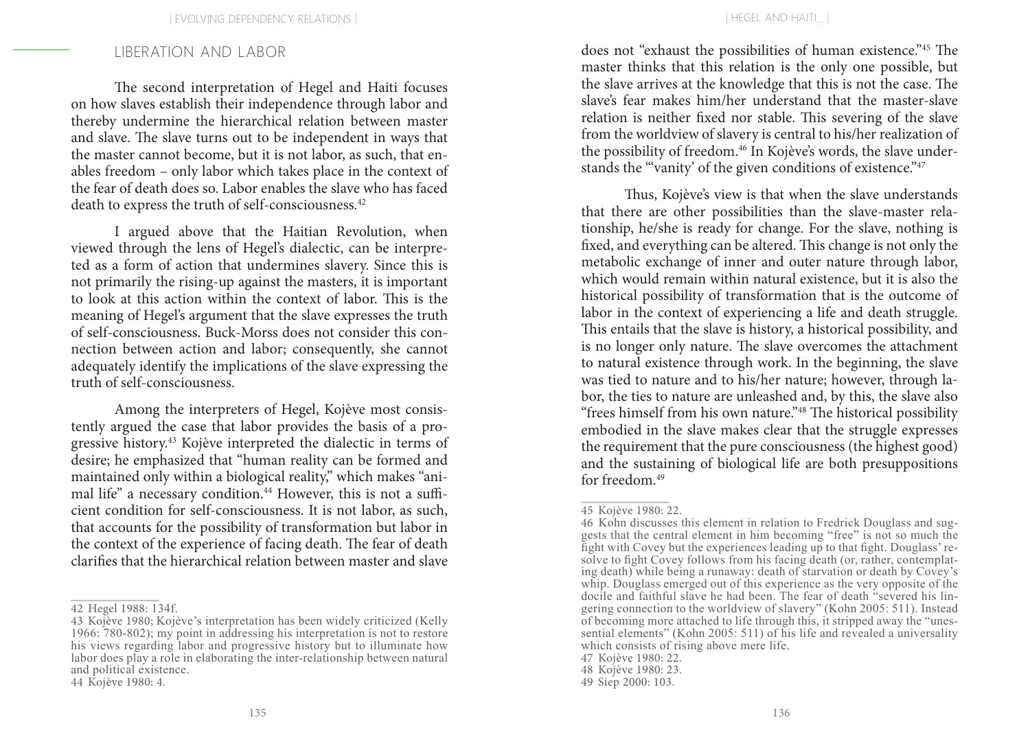## LIBERATION AND LABOR

The second interpretation of Hegel and Haiti focuses on how slaves establish their independence through labor and thereby undermine the hierarchical relation between master and slave. The slave turns out to be independent in ways that the master cannot become, but it is not labor, as such, that enables freedom – only labor which takes place in the context of the fear of death does so. Labor enables the slave who has faced death to express the truth of self-consciousness.[42]

I argued above that the Haitian Revolution, when viewed through the lens of Hegel's dialectic, can be interpreted as a form of action that undermines slavery. Since this is not primarily the rising-up against the masters, it is important to look at this action within the context of labor. This is the meaning of Hegel's argument that the slave expresses the truth of self-consciousness. Buck-Morss does not consider this connection between action and labor; consequently, she cannot adequately identify the implications of the slave expressing the truth of self-consciousness.

Among the interpreters of Hegel, Kojève most consistently argued the case that labor provides the basis of a progressive history.[43] Kojève interpreted the dialectic in terms of desire; he emphasized that "human reality can be formed and maintained only within a biological reality," which makes "animal life" a necessary condition.[44] However, this is not a sufficient condition for self-consciousness. It is not labor, as such, that accounts for the possibility of transformation but labor in the context of the experience of facing death. The fear of death clarifies that the hierarchical relation between master and slave does not "exhaust the possibilities of human existence."[45] The master thinks that this relation is the only one possible, but the slave arrives at the knowledge that this is not the case. The slave's fear makes him/her understand that the master-slave relation is neither fixed nor stable. This severing of the slave from the worldview of slavery is central to his/her realization of the possibility of freedom.[46] In Kojève's words, the slave understands the "'vanity' of the given conditions of existence."[47]

Thus, Kojève's view is that when the slave understands that there are other possibilities than the slave-master relationship, he/she is ready for change. For the slave, nothing is fixed, and everything can be altered. This change is not only the metabolic exchange of inner and outer nature through labor, which would remain within natural existence, but it is also the historical possibility of transformation that is the outcome of labor in the context of experiencing a life and death struggle. This entails that the slave is history, a historical possibility, and is no longer only nature. The slave overcomes the attachment to natural existence through work. In the beginning, the slave was tied to nature and to his/her nature; however, through labor, the ties to nature are unleashed and, by this, the slave also "frees himself from his own nature."[48] The historical possibility embodied in the slave makes clear that the struggle expresses the requirement that the pure consciousness (the highest good) and the sustaining of biological life are both presuppositions for freedom.[49]

---

42 Hegel 1988: 134f.

43 Kojève 1980; Kojève's interpretation has been widely criticized (Kelly 1966: 780-802); my point in addressing his interpretation is not to restore his views regarding labor and progressive history but to illuminate how labor does play a role in elaborating the inter-relationship between natural and political existence.

44 Kojève 1980: 4.

45 Kojève 1980: 22.

46 Kohn discusses this element in relation to Fredrick Douglass and suggests that the central element in him becoming "free" is not so much the fight with Covey but the experiences leading up to that fight. Douglass' resolve to fight Covey follows from his facing death (or, rather, contemplating death) while being a runaway: death of starvation or death by Covey's whip. Douglass emerged out of this experience as the very opposite of the docile and faithful slave he had been. The fear of death "severed his lingering connection to the worldview of slavery" (Kohn 2005: 511). Instead of becoming more attached to life through this, it stripped away the "unessential elements" (Kohn 2005: 511) of his life and revealed a universality which consists of rising above mere life.

47 Kojève 1980: 22.

48 Kojève 1980: 23.

49 Siep 2000: 103.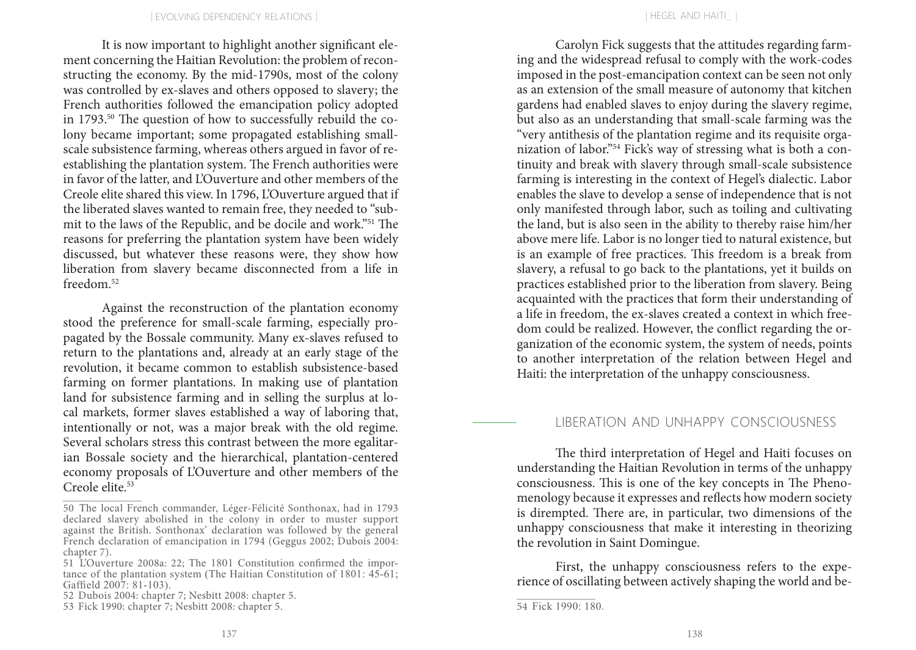It is now important to highlight another significant element concerning the Haitian Revolution: the problem of reconstructing the economy. By the mid-1790s, most of the colony was controlled by ex-slaves and others opposed to slavery; the French authorities followed the emancipation policy adopted in 1793.[50] The question of how to successfully rebuild the colony became important; some propagated establishing small-scale subsistence farming, whereas others argued in favor of re-establishing the plantation system. The French authorities were in favor of the latter, and L'Ouverture and other members of the Creole elite shared this view. In 1796, L'Ouverture argued that if the liberated slaves wanted to remain free, they needed to "submit to the laws of the Republic, and be docile and work."[51] The reasons for preferring the plantation system have been widely discussed, but whatever these reasons were, they show how liberation from slavery became disconnected from a life in freedom.[52]

Against the reconstruction of the plantation economy stood the preference for small-scale farming, especially propagated by the Bossale community. Many ex-slaves refused to return to the plantations and, already at an early stage of the revolution, it became common to establish subsistence-based farming on former plantations. In making use of plantation land for subsistence farming and in selling the surplus at local markets, former slaves established a way of laboring that, intentionally or not, was a major break with the old regime. Several scholars stress this contrast between the more egalitarian Bossale society and the hierarchical, plantation-centered economy proposals of L'Ouverture and other members of the Creole elite.[53]

50 The local French commander, Léger-Félicité Sonthonax, had in 1793 declared slavery abolished in the colony in order to muster support against the British. Sonthonax' declaration was followed by the general French declaration of emancipation in 1794 (Geggus 2002; Dubois 2004: chapter 7).

51 L'Ouverture 2008a: 22; The 1801 Constitution confirmed the importance of the plantation system (The Haitian Constitution of 1801: 45-61; Gaffield 2007: 81-103).

52 Dubois 2004: chapter 7; Nesbitt 2008: chapter 5.

53 Fick 1990: chapter 7; Nesbitt 2008: chapter 5.

Carolyn Fick suggests that the attitudes regarding farming and the widespread refusal to comply with the work-codes imposed in the post-emancipation context can be seen not only as an extension of the small measure of autonomy that kitchen gardens had enabled slaves to enjoy during the slavery regime, but also as an understanding that small-scale farming was the "very antithesis of the plantation regime and its requisite organization of labor."[54] Fick's way of stressing what is both a continuity and break with slavery through small-scale subsistence farming is interesting in the context of Hegel's dialectic. Labor enables the slave to develop a sense of independence that is not only manifested through labor, such as toiling and cultivating the land, but is also seen in the ability to thereby raise him/her above mere life. Labor is no longer tied to natural existence, but is an example of free practices. This freedom is a break from slavery, a refusal to go back to the plantations, yet it builds on practices established prior to the liberation from slavery. Being acquainted with the practices that form their understanding of a life in freedom, the ex-slaves created a context in which freedom could be realized. However, the conflict regarding the organization of the economic system, the system of needs, points to another interpretation of the relation between Hegel and Haiti: the interpretation of the unhappy consciousness.

## Liberation and Unhappy Consciousness

The third interpretation of Hegel and Haiti focuses on understanding the Haitian Revolution in terms of the unhappy consciousness. This is one of the key concepts in The Phenomenology because it expresses and reflects how modern society is dirempted. There are, in particular, two dimensions of the unhappy consciousness that make it interesting in theorizing the revolution in Saint Domingue.

First, the unhappy consciousness refers to the experience of oscillating between actively shaping the world and be-

54 Fick 1990: 180.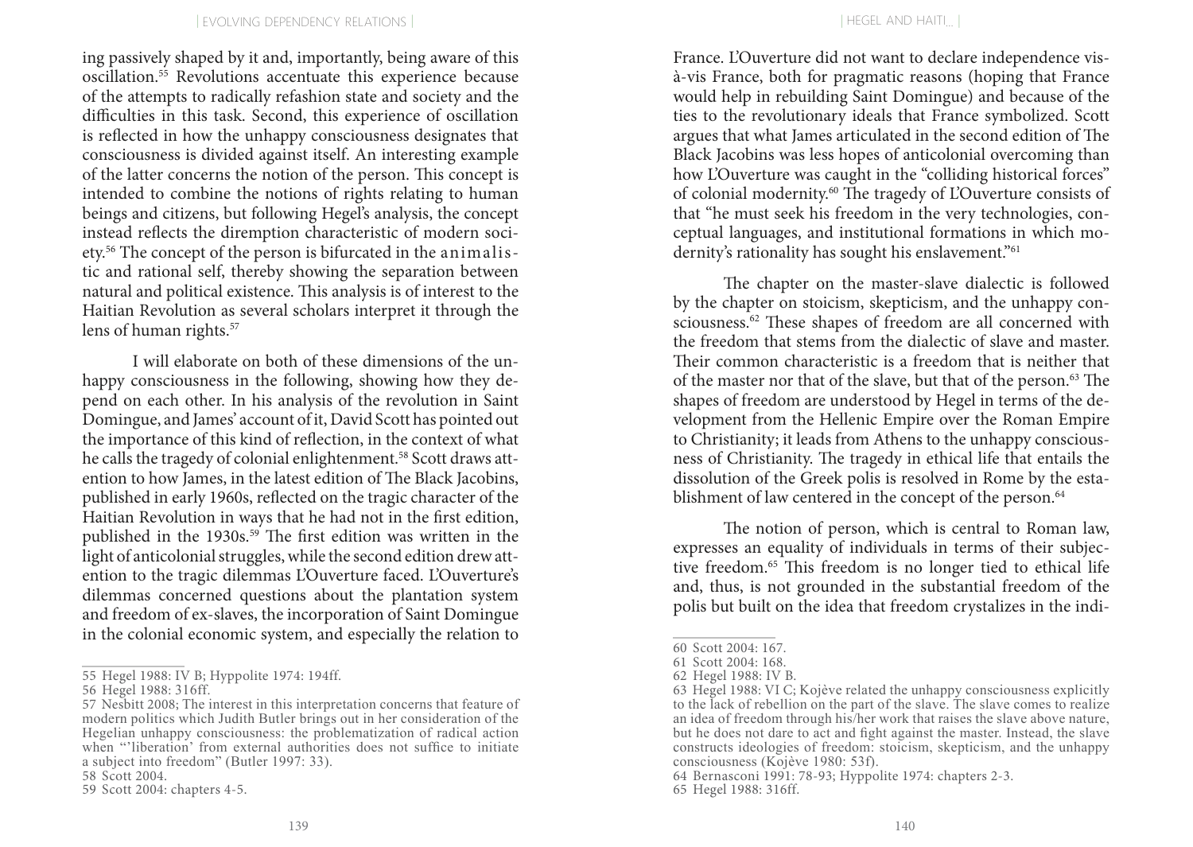ing passively shaped by it and, importantly, being aware of this oscillation.[55] Revolutions accentuate this experience because of the attempts to radically refashion state and society and the difficulties in this task. Second, this experience of oscillation is reflected in how the unhappy consciousness designates that consciousness is divided against itself. An interesting example of the latter concerns the notion of the person. This concept is intended to combine the notions of rights relating to human beings and citizens, but following Hegel's analysis, the concept instead reflects the diremption characteristic of modern society.[56] The concept of the person is bifurcated in the animalistic and rational self, thereby showing the separation between natural and political existence. This analysis is of interest to the Haitian Revolution as several scholars interpret it through the lens of human rights.[57]

I will elaborate on both of these dimensions of the unhappy consciousness in the following, showing how they depend on each other. In his analysis of the revolution in Saint Domingue, and James' account of it, David Scott has pointed out the importance of this kind of reflection, in the context of what he calls the tragedy of colonial enlightenment.[58] Scott draws attention to how James, in the latest edition of The Black Jacobins, published in early 1960s, reflected on the tragic character of the Haitian Revolution in ways that he had not in the first edition, published in the 1930s.[59] The first edition was written in the light of anticolonial struggles, while the second edition drew attention to the tragic dilemmas L'Ouverture faced. L'Ouverture's dilemmas concerned questions about the plantation system and freedom of ex-slaves, the incorporation of Saint Domingue in the colonial economic system, and especially the relation to France. L'Ouverture did not want to declare independence vis-à-vis France, both for pragmatic reasons (hoping that France would help in rebuilding Saint Domingue) and because of the ties to the revolutionary ideals that France symbolized. Scott argues that what James articulated in the second edition of The Black Jacobins was less hopes of anticolonial overcoming than how L'Ouverture was caught in the "colliding historical forces" of colonial modernity.[60] The tragedy of L'Ouverture consists of that "he must seek his freedom in the very technologies, conceptual languages, and institutional formations in which modernity's rationality has sought his enslavement."[61]

The chapter on the master-slave dialectic is followed by the chapter on stoicism, skepticism, and the unhappy consciousness.[62] These shapes of freedom are all concerned with the freedom that stems from the dialectic of slave and master. Their common characteristic is a freedom that is neither that of the master nor that of the slave, but that of the person.[63] The shapes of freedom are understood by Hegel in terms of the development from the Hellenic Empire over the Roman Empire to Christianity; it leads from Athens to the unhappy consciousness of Christianity. The tragedy in ethical life that entails the dissolution of the Greek polis is resolved in Rome by the establishment of law centered in the concept of the person.[64]

The notion of person, which is central to Roman law, expresses an equality of individuals in terms of their subjective freedom.[65] This freedom is no longer tied to ethical life and, thus, is not grounded in the substantial freedom of the polis but built on the idea that freedom crystalizes in the indi-

---

55 Hegel 1988: IV B; Hyppolite 1974: 194ff.

56 Hegel 1988: 316ff.

57 Nesbitt 2008; The interest in this interpretation concerns that feature of modern politics which Judith Butler brings out in her consideration of the Hegelian unhappy consciousness: the problematization of radical action when "'liberation' from external authorities does not suffice to initiate a subject into freedom" (Butler 1997: 33).

58 Scott 2004.

59 Scott 2004: chapters 4-5.

60 Scott 2004: 167.

61 Scott 2004: 168.

62 Hegel 1988: IV B.

63 Hegel 1988: VI C; Kojève related the unhappy consciousness explicitly to the lack of rebellion on the part of the slave. The slave comes to realize an idea of freedom through his/her work that raises the slave above nature, but he does not dare to act and fight against the master. Instead, the slave constructs ideologies of freedom: stoicism, skepticism, and the unhappy consciousness (Kojève 1980: 53f).

64 Bernasconi 1991: 78-93; Hyppolite 1974: chapters 2-3.

65 Hegel 1988: 316ff.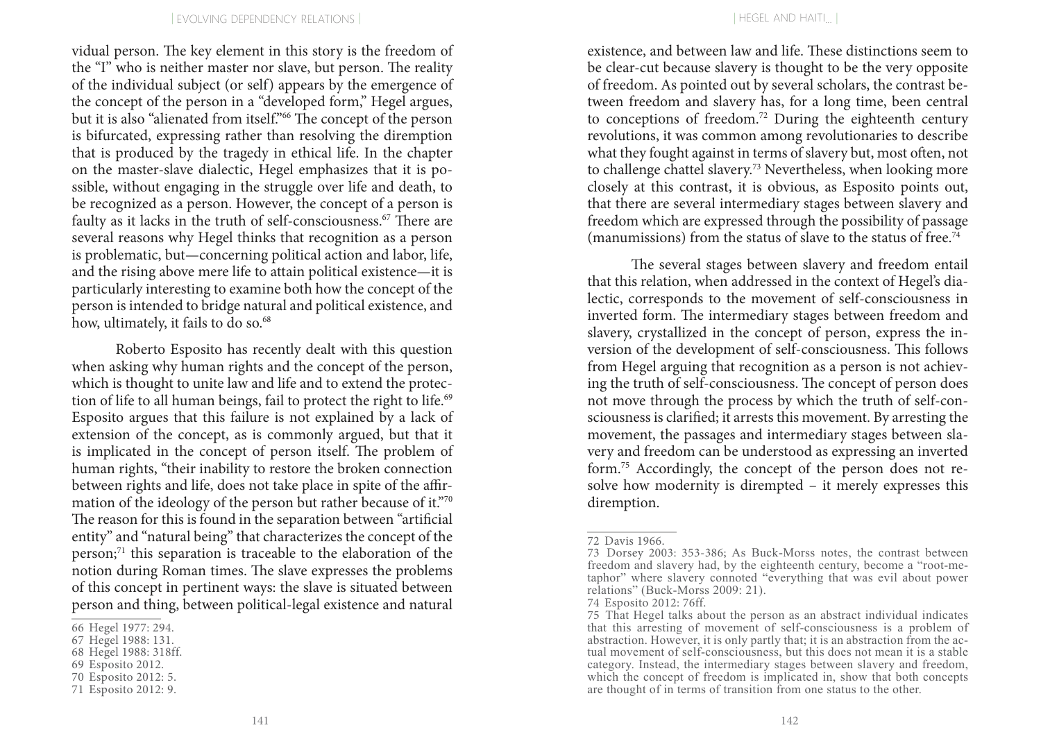vidual person. The key element in this story is the freedom of the "I" who is neither master nor slave, but person. The reality of the individual subject (or self) appears by the emergence of the concept of the person in a "developed form," Hegel argues, but it is also "alienated from itself."[66] The concept of the person is bifurcated, expressing rather than resolving the diremption that is produced by the tragedy in ethical life. In the chapter on the master-slave dialectic, Hegel emphasizes that it is possible, without engaging in the struggle over life and death, to be recognized as a person. However, the concept of a person is faulty as it lacks in the truth of self-consciousness.[67] There are several reasons why Hegel thinks that recognition as a person is problematic, but—concerning political action and labor, life, and the rising above mere life to attain political existence—it is particularly interesting to examine both how the concept of the person is intended to bridge natural and political existence, and how, ultimately, it fails to do so.[68]

Roberto Esposito has recently dealt with this question when asking why human rights and the concept of the person, which is thought to unite law and life and to extend the protection of life to all human beings, fail to protect the right to life.[69] Esposito argues that this failure is not explained by a lack of extension of the concept, as is commonly argued, but that it is implicated in the concept of person itself. The problem of human rights, "their inability to restore the broken connection between rights and life, does not take place in spite of the affirmation of the ideology of the person but rather because of it."[70] The reason for this is found in the separation between "artificial entity" and "natural being" that characterizes the concept of the person;[71] this separation is traceable to the elaboration of the notion during Roman times. The slave expresses the problems of this concept in pertinent ways: the slave is situated between person and thing, between political-legal existence and natural existence, and between law and life. These distinctions seem to be clear-cut because slavery is thought to be the very opposite of freedom. As pointed out by several scholars, the contrast between freedom and slavery has, for a long time, been central to conceptions of freedom.[72] During the eighteenth century revolutions, it was common among revolutionaries to describe what they fought against in terms of slavery but, most often, not to challenge chattel slavery.[73] Nevertheless, when looking more closely at this contrast, it is obvious, as Esposito points out, that there are several intermediary stages between slavery and freedom which are expressed through the possibility of passage (manumissions) from the status of slave to the status of free.[74]

The several stages between slavery and freedom entail that this relation, when addressed in the context of Hegel's dialectic, corresponds to the movement of self-consciousness in inverted form. The intermediary stages between freedom and slavery, crystallized in the concept of person, express the inversion of the development of self-consciousness. This follows from Hegel arguing that recognition as a person is not achieving the truth of self-consciousness. The concept of person does not move through the process by which the truth of self-consciousness is clarified; it arrests this movement. By arresting the movement, the passages and intermediary stages between slavery and freedom can be understood as expressing an inverted form.[75] Accordingly, the concept of the person does not resolve how modernity is dirempted – it merely expresses this diremption.

---

66 Hegel 1977: 294.
67 Hegel 1988: 131.
68 Hegel 1988: 318ff.
69 Esposito 2012.
70 Esposito 2012: 5.
71 Esposito 2012: 9.

72 Davis 1966.
73 Dorsey 2003: 353-386; As Buck-Morss notes, the contrast between freedom and slavery had, by the eighteenth century, become a "root-metaphor" where slavery connoted "everything that was evil about power relations" (Buck-Morss 2009: 21).
74 Esposito 2012: 76ff.
75 That Hegel talks about the person as an abstract individual indicates that this arresting of movement of self-consciousness is a problem of abstraction. However, it is only partly that; it is an abstraction from the actual movement of self-consciousness, but this does not mean it is a stable category. Instead, the intermediary stages between slavery and freedom, which the concept of freedom is implicated in, show that both concepts are thought of in terms of transition from one status to the other.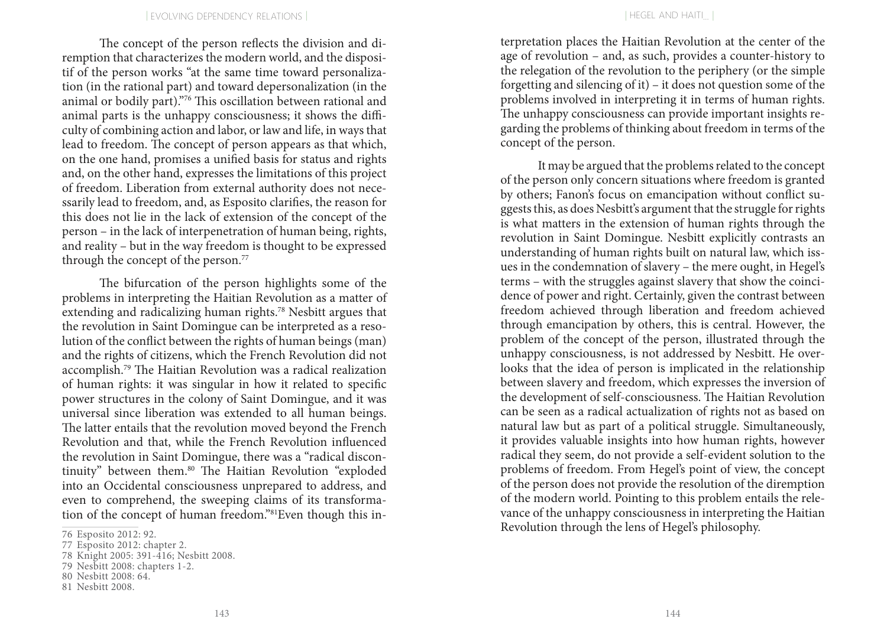The concept of the person reflects the division and diremption that characterizes the modern world, and the dispositif of the person works "at the same time toward personalization (in the rational part) and toward depersonalization (in the animal or bodily part)."[76] This oscillation between rational and animal parts is the unhappy consciousness; it shows the difficulty of combining action and labor, or law and life, in ways that lead to freedom. The concept of person appears as that which, on the one hand, promises a unified basis for status and rights and, on the other hand, expresses the limitations of this project of freedom. Liberation from external authority does not necessarily lead to freedom, and, as Esposito clarifies, the reason for this does not lie in the lack of extension of the concept of the person – in the lack of interpenetration of human being, rights, and reality – but in the way freedom is thought to be expressed through the concept of the person.[77]

The bifurcation of the person highlights some of the problems in interpreting the Haitian Revolution as a matter of extending and radicalizing human rights.[78] Nesbitt argues that the revolution in Saint Domingue can be interpreted as a resolution of the conflict between the rights of human beings (man) and the rights of citizens, which the French Revolution did not accomplish.[79] The Haitian Revolution was a radical realization of human rights: it was singular in how it related to specific power structures in the colony of Saint Domingue, and it was universal since liberation was extended to all human beings. The latter entails that the revolution moved beyond the French Revolution and that, while the French Revolution influenced the revolution in Saint Domingue, there was a "radical discontinuity" between them.[80] The Haitian Revolution "exploded into an Occidental consciousness unprepared to address, and even to comprehend, the sweeping claims of its transformation of the concept of human freedom."[81] Even though this interpretation places the Haitian Revolution at the center of the age of revolution – and, as such, provides a counter-history to the relegation of the revolution to the periphery (or the simple forgetting and silencing of it) – it does not question some of the problems involved in interpreting it in terms of human rights. The unhappy consciousness can provide important insights regarding the problems of thinking about freedom in terms of the concept of the person.

It may be argued that the problems related to the concept of the person only concern situations where freedom is granted by others; Fanon's focus on emancipation without conflict suggests this, as does Nesbitt's argument that the struggle for rights is what matters in the extension of human rights through the revolution in Saint Domingue. Nesbitt explicitly contrasts an understanding of human rights built on natural law, which issues in the condemnation of slavery – the mere ought, in Hegel's terms – with the struggles against slavery that show the coincidence of power and right. Certainly, given the contrast between freedom achieved through liberation and freedom achieved through emancipation by others, this is central. However, the problem of the concept of the person, illustrated through the unhappy consciousness, is not addressed by Nesbitt. He overlooks that the idea of person is implicated in the relationship between slavery and freedom, which expresses the inversion of the development of self-consciousness. The Haitian Revolution can be seen as a radical actualization of rights not as based on natural law but as part of a political struggle. Simultaneously, it provides valuable insights into how human rights, however radical they seem, do not provide a self-evident solution to the problems of freedom. From Hegel's point of view, the concept of the person does not provide the resolution of the diremption of the modern world. Pointing to this problem entails the relevance of the unhappy consciousness in interpreting the Haitian Revolution through the lens of Hegel's philosophy.

---

76 Esposito 2012: 92.
77 Esposito 2012: chapter 2.
78 Knight 2005: 391-416; Nesbitt 2008.
79 Nesbitt 2008: chapters 1-2.
80 Nesbitt 2008: 64.
81 Nesbitt 2008.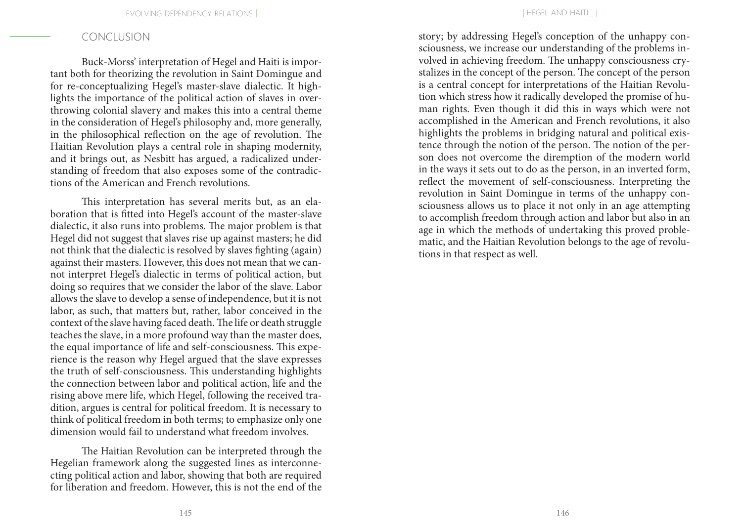## CONCLUSION

Buck-Morss' interpretation of Hegel and Haiti is important both for theorizing the revolution in Saint Domingue and for re-conceptualizing Hegel's master-slave dialectic. It highlights the importance of the political action of slaves in overthrowing colonial slavery and makes this into a central theme in the consideration of Hegel's philosophy and, more generally, in the philosophical reflection on the age of revolution. The Haitian Revolution plays a central role in shaping modernity, and it brings out, as Nesbitt has argued, a radicalized understanding of freedom that also exposes some of the contradictions of the American and French revolutions.

This interpretation has several merits but, as an elaboration that is fitted into Hegel's account of the master-slave dialectic, it also runs into problems. The major problem is that Hegel did not suggest that slaves rise up against masters; he did not think that the dialectic is resolved by slaves fighting (again) against their masters. However, this does not mean that we cannot interpret Hegel's dialectic in terms of political action, but doing so requires that we consider the labor of the slave. Labor allows the slave to develop a sense of independence, but it is not labor, as such, that matters but, rather, labor conceived in the context of the slave having faced death. The life or death struggle teaches the slave, in a more profound way than the master does, the equal importance of life and self-consciousness. This experience is the reason why Hegel argued that the slave expresses the truth of self-consciousness. This understanding highlights the connection between labor and political action, life and the rising above mere life, which Hegel, following the received tradition, argues is central for political freedom. It is necessary to think of political freedom in both terms; to emphasize only one dimension would fail to understand what freedom involves.

The Haitian Revolution can be interpreted through the Hegelian framework along the suggested lines as interconnecting political action and labor, showing that both are required for liberation and freedom. However, this is not the end of the story; by addressing Hegel's conception of the unhappy consciousness, we increase our understanding of the problems involved in achieving freedom. The unhappy consciousness crystalizes in the concept of the person. The concept of the person is a central concept for interpretations of the Haitian Revolution which stress how it radically developed the promise of human rights. Even though it did this in ways which were not accomplished in the American and French revolutions, it also highlights the problems in bridging natural and political existence through the notion of the person. The notion of the person does not overcome the diremption of the modern world in the ways it sets out to do as the person, in an inverted form, reflect the movement of self-consciousness. Interpreting the revolution in Saint Domingue in terms of the unhappy consciousness allows us to place it not only in an age attempting to accomplish freedom through action and labor but also in an age in which the methods of undertaking this proved problematic, and the Haitian Revolution belongs to the age of revolutions in that respect as well.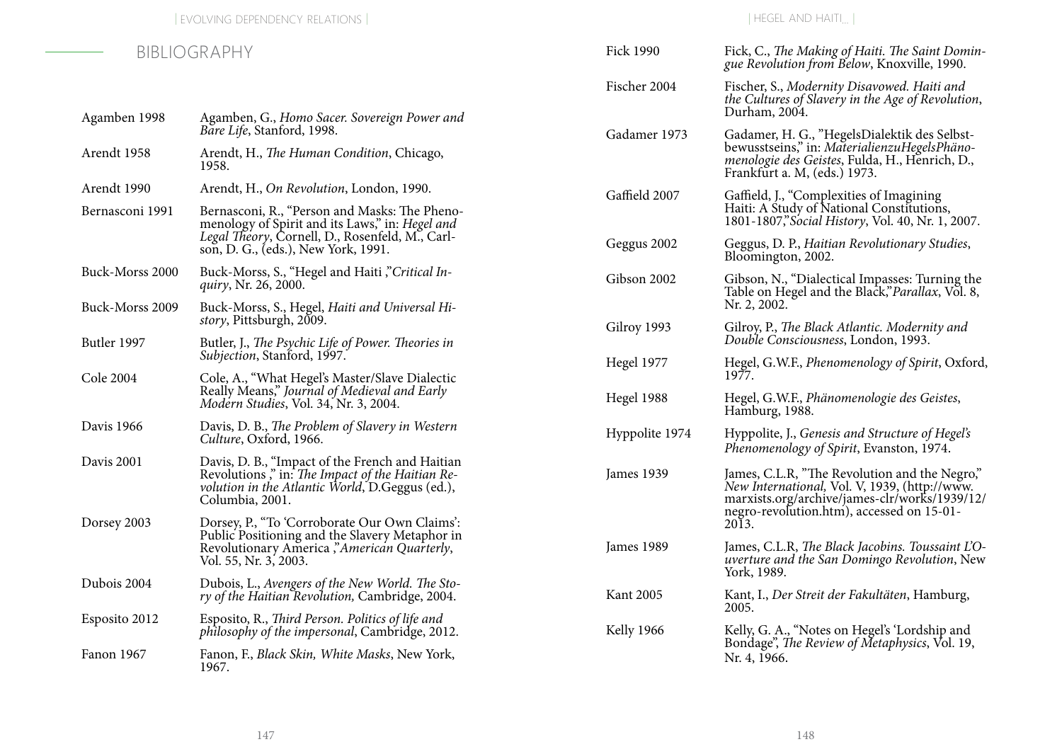## BIBLIOGRAPHY

| | |
|---|---|
| Agamben 1998 | Agamben, G., *Homo Sacer. Sovereign Power and Bare Life*, Stanford, 1998. |
| Arendt 1958 | Arendt, H., *The Human Condition*, Chicago, 1958. |
| Arendt 1990 | Arendt, H., *On Revolution*, London, 1990. |
| Bernasconi 1991 | Bernasconi, R., "Person and Masks: The Phenomenology of Spirit and its Laws," in: *Hegel and Legal Theory*, Cornell, D., Rosenfeld, M., Carlson, D. G., (eds.), New York, 1991. |
| Buck-Morss 2000 | Buck-Morss, S., "Hegel and Haiti ,"*Critical Inquiry*, Nr. 26, 2000. |
| Buck-Morss 2009 | Buck-Morss, S., Hegel, *Haiti and Universal History*, Pittsburgh, 2009. |
| Butler 1997 | Butler, J., *The Psychic Life of Power. Theories in Subjection*, Stanford, 1997. |
| Cole 2004 | Cole, A., "What Hegel's Master/Slave Dialectic Really Means," *Journal of Medieval and Early Modern Studies*, Vol. 34, Nr. 3, 2004. |
| Davis 1966 | Davis, D. B., *The Problem of Slavery in Western Culture*, Oxford, 1966. |
| Davis 2001 | Davis, D. B., "Impact of the French and Haitian Revolutions ," in: *The Impact of the Haitian Revolution in the Atlantic World*, D.Geggus (ed.), Columbia, 2001. |
| Dorsey 2003 | Dorsey, P., "To 'Corroborate Our Own Claims': Public Positioning and the Slavery Metaphor in Revolutionary America ,"*American Quarterly*, Vol. 55, Nr. 3, 2003. |
| Dubois 2004 | Dubois, L., *Avengers of the New World. The Story of the Haitian Revolution,* Cambridge, 2004. |
| Esposito 2012 | Esposito, R., *Third Person. Politics of life and philosophy of the impersonal*, Cambridge, 2012. |
| Fanon 1967 | Fanon, F., *Black Skin, White Masks*, New York, 1967. |
| Fick 1990 | Fick, C., *The Making of Haiti. The Saint Domingue Revolution from Below*, Knoxville, 1990. |
| Fischer 2004 | Fischer, S., *Modernity Disavowed. Haiti and the Cultures of Slavery in the Age of Revolution*, Durham, 2004. |
| Gadamer 1973 | Gadamer, H. G., "HegelsDialektik des Selbstbewusstseins," in: *MaterialienzuHegelsPhänomenologie des Geistes*, Fulda, H., Henrich, D., Frankfurt a. M, (eds.) 1973. |
| Gaffield 2007 | Gaffield, J., "Complexities of Imagining Haiti: A Study of National Constitutions, 1801-1807,"*Social History*, Vol. 40, Nr. 1, 2007. |
| Geggus 2002 | Geggus, D. P., *Haitian Revolutionary Studies*, Bloomington, 2002. |
| Gibson 2002 | Gibson, N., "Dialectical Impasses: Turning the Table on Hegel and the Black,"*Parallax*, Vol. 8, Nr. 2, 2002. |
| Gilroy 1993 | Gilroy, P., *The Black Atlantic. Modernity and Double Consciousness*, London, 1993. |
| Hegel 1977 | Hegel, G.W.F., *Phenomenology of Spirit*, Oxford, 1977. |
| Hegel 1988 | Hegel, G.W.F., *Phänomenologie des Geistes*, Hamburg, 1988. |
| Hyppolite 1974 | Hyppolite, J., *Genesis and Structure of Hegel's Phenomenology of Spirit*, Evanston, 1974. |
| James 1939 | James, C.L.R, "The Revolution and the Negro," *New International,* Vol. V, 1939, (http://www.marxists.org/archive/james-clr/works/1939/12/negro-revolution.htm), accessed on 15-01-2013. |
| James 1989 | James, C.L.R, *The Black Jacobins. Toussaint L'Ouverture and the San Domingo Revolution*, New York, 1989. |
| Kant 2005 | Kant, I., *Der Streit der Fakultäten*, Hamburg, 2005. |
| Kelly 1966 | Kelly, G. A., "Notes on Hegel's 'Lordship and Bondage", *The Review of Metaphysics*, Vol. 19, Nr. 4, 1966. |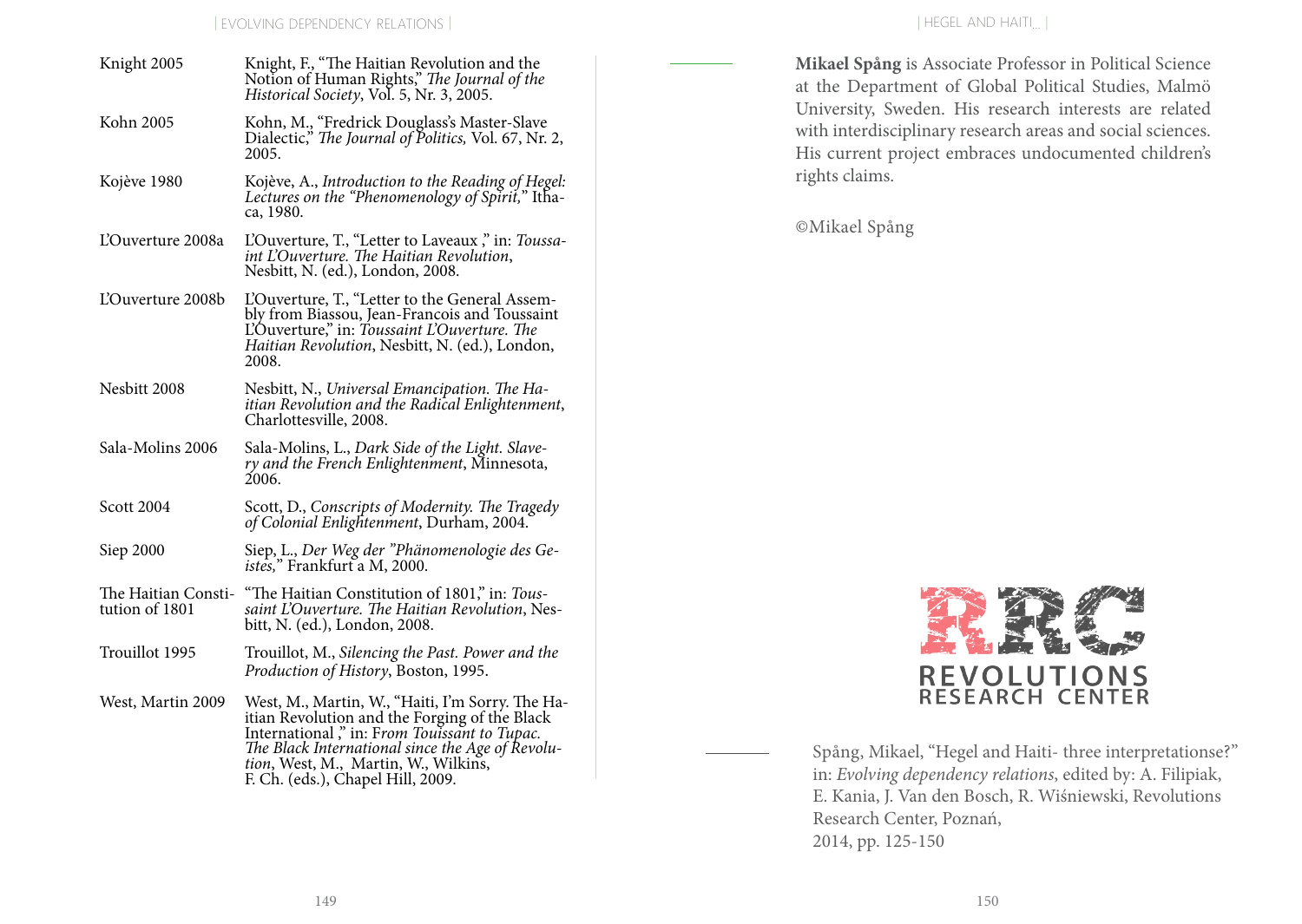Knight 2005 — Knight, F., "The Haitian Revolution and the Notion of Human Rights," *The Journal of the Historical Society*, Vol. 5, Nr. 3, 2005.

Kohn 2005 — Kohn, M., "Fredrick Douglass's Master-Slave Dialectic," *The Journal of Politics,* Vol. 67, Nr. 2, 2005.

Kojève 1980 — Kojève, A., *Introduction to the Reading of Hegel: Lectures on the "Phenomenology of Spirit,"* Ithaca, 1980.

L'Ouverture 2008a — L'Ouverture, T., "Letter to Laveaux ," in: *Toussaint L'Ouverture. The Haitian Revolution*, Nesbitt, N. (ed.), London, 2008.

L'Ouverture 2008b — L'Ouverture, T., "Letter to the General Assembly from Biassou, Jean-Francois and Toussaint L'Ouverture," in: *Toussaint L'Ouverture. The Haitian Revolution*, Nesbitt, N. (ed.), London, 2008.

Nesbitt 2008 — Nesbitt, N., *Universal Emancipation. The Haitian Revolution and the Radical Enlightenment*, Charlottesville, 2008.

Sala-Molins 2006 — Sala-Molins, L., *Dark Side of the Light. Slavery and the French Enlightenment*, Minnesota, 2006.

Scott 2004 — Scott, D., *Conscripts of Modernity. The Tragedy of Colonial Enlightenment*, Durham, 2004.

Siep 2000 — Siep, L., *Der Weg der "Phänomenologie des Geistes,"* Frankfurt a M, 2000.

The Haitian Constitution of 1801 — "The Haitian Constitution of 1801," in: *Toussaint L'Ouverture. The Haitian Revolution*, Nesbitt, N. (ed.), London, 2008.

Trouillot 1995 — Trouillot, M., *Silencing the Past. Power and the Production of History*, Boston, 1995.

West, Martin 2009 — West, M., Martin, W., "Haiti, I'm Sorry. The Haitian Revolution and the Forging of the Black International ," in: F*rom Touissant to Tupac. The Black International since the Age of Revolution*, West, M., Martin, W., Wilkins, F. Ch. (eds.), Chapel Hill, 2009.

**Mikael Spång** is Associate Professor in Political Science at the Department of Global Political Studies, Malmö University, Sweden. His research interests are related with interdisciplinary research areas and social sciences. His current project embraces undocumented children's rights claims.

©Mikael Spång

REVOLUTIONS RESEARCH CENTER

Spång, Mikael, "Hegel and Haiti- three interpretationse?" in: *Evolving dependency relations*, edited by: A. Filipiak, E. Kania, J. Van den Bosch, R. Wiśniewski, Revolutions Research Center, Poznań, 2014, pp. 125-150